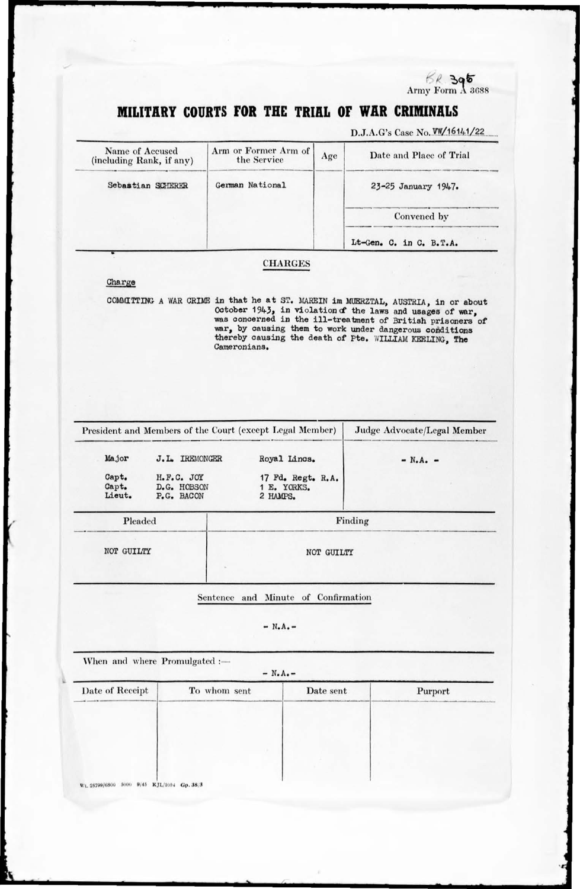BR 395

Army Form A 3688

# MILITARY COURTS FOR THE TRIAL OF WAR CRIMINALS

D.J.A.G's Case No. VW/16141/22

| Name of Accused (including Rank, if any) | Arm or Former Arm of the Service | Age | Date and Place of Trial |
|---|---|---|---|
| Sebastian SCHERER | German National | | 23-25 January 1947. |
| | | | Convened by |
| | | | Lt-Gen. C. in C. B.T.A. |

## CHARGES

Charge

COMMITTING A WAR CRIME in that he at ST. MAREIN im MUERZTAL, AUSTRIA, in or about October 1943, in violation of the laws and usages of war, was concerned in the ill-treatment of British prisoners of war, by causing them to work under dangerous conditions thereby causing the death of Pte. WILLIAM KEELING, The Cameronians.

| President and Members of the Court (except Legal Member) | Judge Advocate/Legal Member |
|---|---|
| Major J.L. IREMONGER Royal Lincs.<br>Capt. H.F.C. JOY 17 Fd. Regt. R.A.<br>Capt. D.G. HOBSON 1 E. YORKS.<br>Lieut. P.G. BACON 2 HAMPS. | - N.A. - |

| Pleaded | Finding |
|---|---|
| NOT GUILTY | NOT GUILTY |

Sentence and Minute of Confirmation

- N.A.-

When and where Promulgated :—

- N.A.-

| Date of Receipt | To whom sent | Date sent | Purport |
|---|---|---|---|
| | | | |

Wt. 25799/6800 5000 9/45 KJL/1004 Gp. 38/3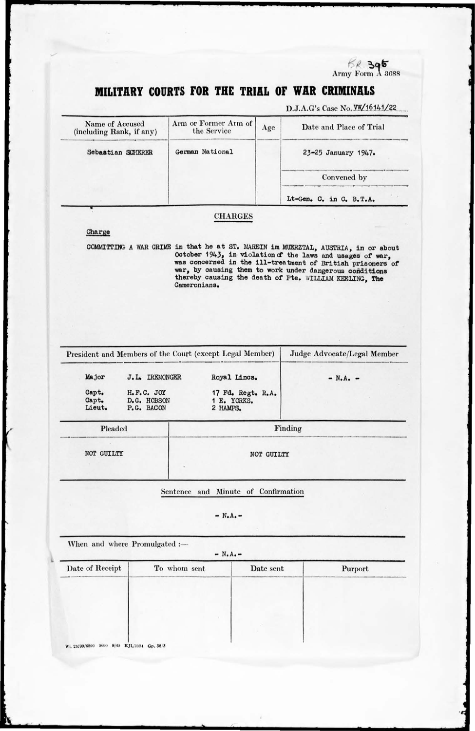BR 395

Army Form A 3688

# MILITARY COURTS FOR THE TRIAL OF WAR CRIMINALS

D.J.A.G's Case No. WW/16141/22

| Name of Accused (including Rank, if any) | Arm or Former Arm of the Service | Age | Date and Place of Trial |
|---|---|---|---|
| Sebastian SCHERER | German National | | 23-25 January 1947. |
| | | | Convened by |
| | | | Lt-Gen. C. in C. B.T.A. |

## CHARGES

**Charge**

COMMITTING A WAR CRIME in that he at ST. MAREIN im MUERZTAL, AUSTRIA, in or about October 1943, in violation of the laws and usages of war, was concerned in the ill-treatment of British prisoners of war, by causing them to work under dangerous conditions thereby causing the death of Pte. WILLIAM KEELING, The Cameronians.

| President and Members of the Court (except Legal Member) | | | Judge Advocate/Legal Member |
|---|---|---|---|
| Major | J.L. IREMONGER | Royal Lincs. | - N.A. - |
| Capt. | H.F.C. JOY | 17 Fd. Regt. R.A. | |
| Capt. | D.G. HOBSON | 1 E. YORKS. | |
| Lieut. | P.G. BACON | 2 HAMPS. | |

| Pleaded | Finding |
|---|---|
| NOT GUILTY | NOT GUILTY |

Sentence and Minute of Confirmation

- N.A. -

When and where Promulgated :—

- N.A. -

| Date of Receipt | To whom sent | Date sent | Purport |
|---|---|---|---|
| | | | |

Wt. 28799/6800 5000 9/45 KJL/1094 Gp. 38/3